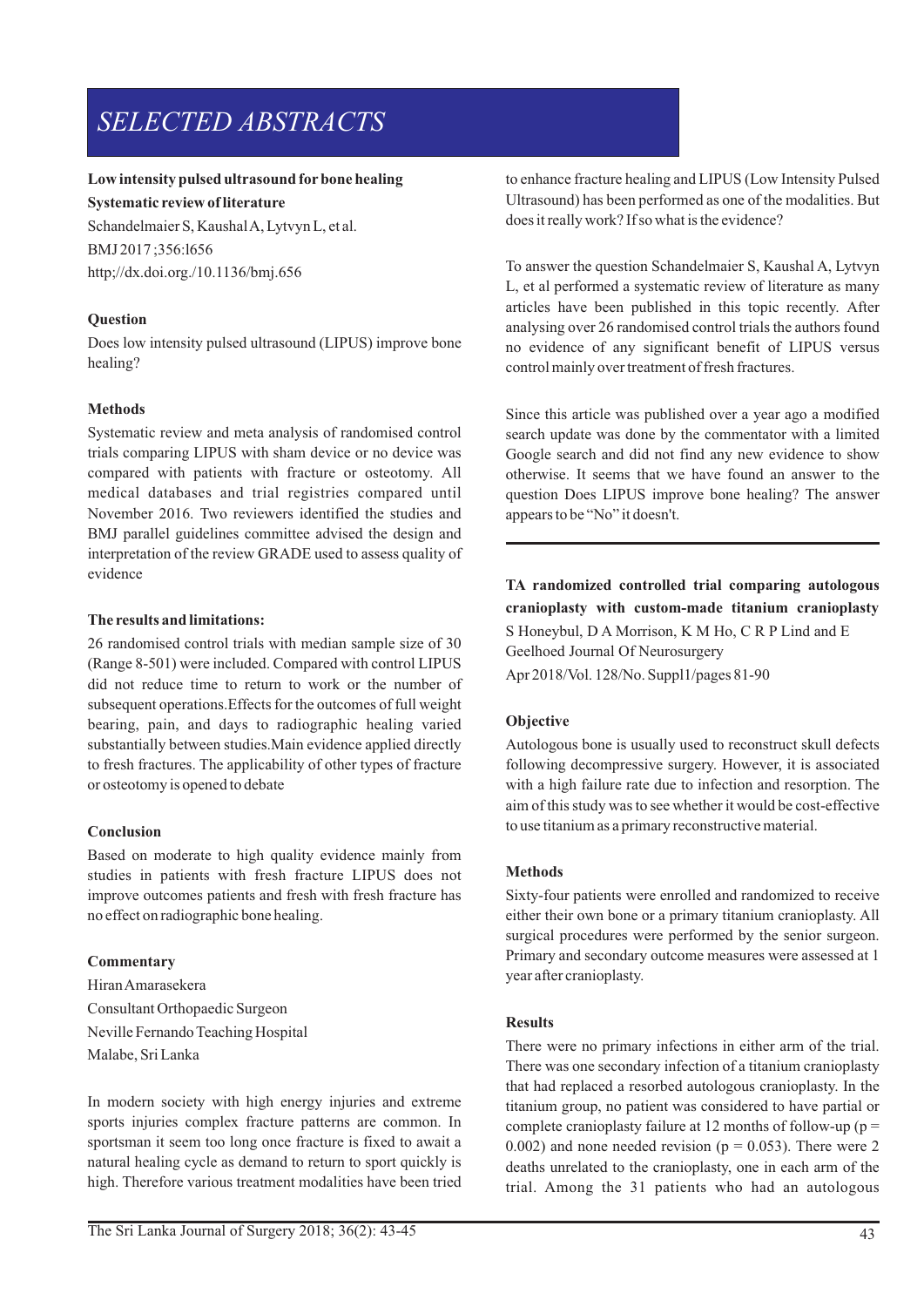# SELECTED ABSTRACTS

**Low intensity pulsed ultrasound for bone healing**

**Systematic review of literature**

Schandelmaier S, Kaushal A, Lytvyn L, et al.

BMJ 2017 ;356:l656

http;//dx.doi.org./10.1136/bmj.656

### Question

Does low intensity pulsed ultrasound (LIPUS) improve bone healing?

### Methods

Systematic review and meta analysis of randomised control trials comparing LIPUS with sham device or no device was compared with patients with fracture or osteotomy. All medical databases and trial registries compared until November 2016. Two reviewers identified the studies and BMJ parallel guidelines committee advised the design and interpretation of the review GRADE used to assess quality of evidence

### The results and limitations:

26 randomised control trials with median sample size of 30 (Range 8-501) were included. Compared with control LIPUS did not reduce time to return to work or the number of subsequent operations.Effects for the outcomes of full weight bearing, pain, and days to radiographic healing varied substantially between studies.Main evidence applied directly to fresh fractures. The applicability of other types of fracture or osteotomy is opened to debate

### Conclusion

Based on moderate to high quality evidence mainly from studies in patients with fresh fracture LIPUS does not improve outcomes patients and fresh with fresh fracture has no effect on radiographic bone healing.

### Commentary

Hiran Amarasekera

Consultant Orthopaedic Surgeon

Neville Fernando Teaching Hospital

Malabe, Sri Lanka

In modern society with high energy injuries and extreme sports injuries complex fracture patterns are common. In sportsman it seem too long once fracture is fixed to await a natural healing cycle as demand to return to sport quickly is high. Therefore various treatment modalities have been tried to enhance fracture healing and LIPUS (Low Intensity Pulsed Ultrasound) has been performed as one of the modalities. But does it really work? If so what is the evidence?

To answer the question Schandelmaier S, Kaushal A, Lytvyn L, et al performed a systematic review of literature as many articles have been published in this topic recently. After analysing over 26 randomised control trials the authors found no evidence of any significant benefit of LIPUS versus control mainly over treatment of fresh fractures.

Since this article was published over a year ago a modified search update was done by the commentator with a limited Google search and did not find any new evidence to show otherwise. It seems that we have found an answer to the question Does LIPUS improve bone healing? The answer appears to be "No" it doesn't.

---

**TA randomized controlled trial comparing autologous cranioplasty with custom-made titanium cranioplasty**

S Honeybul, D A Morrison, K M Ho, C R P Lind and E Geelhoed Journal Of Neurosurgery

Apr 2018/Vol. 128/No. Suppl1/pages 81-90

### Objective

Autologous bone is usually used to reconstruct skull defects following decompressive surgery. However, it is associated with a high failure rate due to infection and resorption. The aim of this study was to see whether it would be cost-effective to use titanium as a primary reconstructive material.

### Methods

Sixty-four patients were enrolled and randomized to receive either their own bone or a primary titanium cranioplasty. All surgical procedures were performed by the senior surgeon. Primary and secondary outcome measures were assessed at 1 year after cranioplasty.

### Results

There were no primary infections in either arm of the trial. There was one secondary infection of a titanium cranioplasty that had replaced a resorbed autologous cranioplasty. In the titanium group, no patient was considered to have partial or complete cranioplasty failure at 12 months of follow-up ($p = 0.002$) and none needed revision ($p = 0.053$). There were 2 deaths unrelated to the cranioplasty, one in each arm of the trial. Among the 31 patients who had an autologous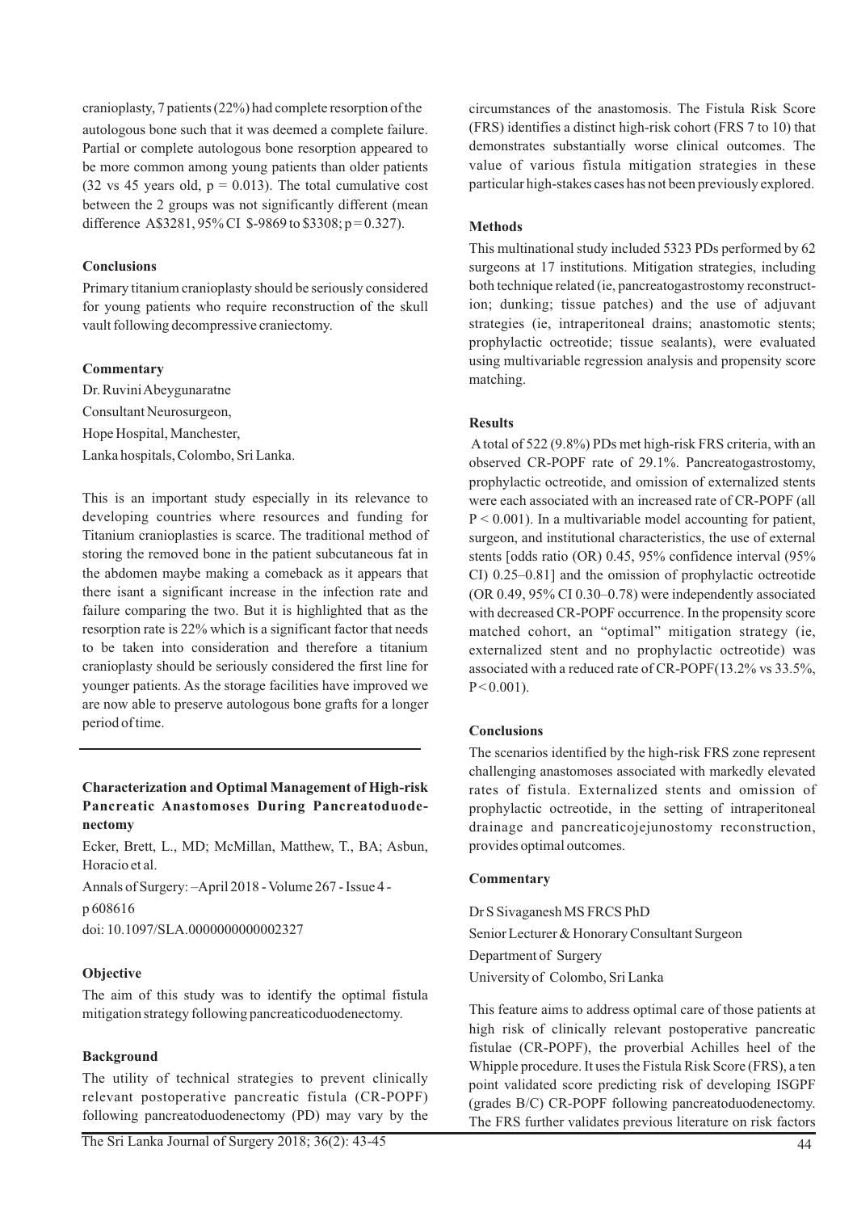cranioplasty, 7 patients (22%) had complete resorption of the autologous bone such that it was deemed a complete failure. Partial or complete autologous bone resorption appeared to be more common among young patients than older patients (32 vs 45 years old, $p = 0.013$). The total cumulative cost between the 2 groups was not significantly different (mean difference A$3281, 95% CI $-9869 to $3308; $p = 0.327$).

### Conclusions

Primary titanium cranioplasty should be seriously considered for young patients who require reconstruction of the skull vault following decompressive craniectomy.

### Commentary

Dr. Ruvini Abeygunaratne
Consultant Neurosurgeon,
Hope Hospital, Manchester,
Lanka hospitals, Colombo, Sri Lanka.

This is an important study especially in its relevance to developing countries where resources and funding for Titanium cranioplasties is scarce. The traditional method of storing the removed bone in the patient subcutaneous fat in the abdomen maybe making a comeback as it appears that there isant a significant increase in the infection rate and failure comparing the two. But it is highlighted that as the resorption rate is 22% which is a significant factor that needs to be taken into consideration and therefore a titanium cranioplasty should be seriously considered the first line for younger patients. As the storage facilities have improved we are now able to preserve autologous bone grafts for a longer period of time.

---

## Characterization and Optimal Management of High-risk Pancreatic Anastomoses During Pancreatoduodenectomy

Ecker, Brett, L., MD; McMillan, Matthew, T., BA; Asbun, Horacio et al.

Annals of Surgery: –April 2018 - Volume 267 - Issue 4 - p 608616

doi: 10.1097/SLA.0000000000002327

### Objective

The aim of this study was to identify the optimal fistula mitigation strategy following pancreaticoduodenectomy.

### Background

The utility of technical strategies to prevent clinically relevant postoperative pancreatic fistula (CR-POPF) following pancreatoduodenectomy (PD) may vary by the circumstances of the anastomosis. The Fistula Risk Score (FRS) identifies a distinct high-risk cohort (FRS 7 to 10) that demonstrates substantially worse clinical outcomes. The value of various fistula mitigation strategies in these particular high-stakes cases has not been previously explored.

### Methods

This multinational study included 5323 PDs performed by 62 surgeons at 17 institutions. Mitigation strategies, including both technique related (ie, pancreatogastrostomy reconstruction; dunking; tissue patches) and the use of adjuvant strategies (ie, intraperitoneal drains; anastomotic stents; prophylactic octreotide; tissue sealants), were evaluated using multivariable regression analysis and propensity score matching.

### Results

A total of 522 (9.8%) PDs met high-risk FRS criteria, with an observed CR-POPF rate of 29.1%. Pancreatogastrostomy, prophylactic octreotide, and omission of externalized stents were each associated with an increased rate of CR-POPF (all $P < 0.001$). In a multivariable model accounting for patient, surgeon, and institutional characteristics, the use of external stents [odds ratio (OR) 0.45, 95% confidence interval (95% CI) 0.25–0.81] and the omission of prophylactic octreotide (OR 0.49, 95% CI 0.30–0.78) were independently associated with decreased CR-POPF occurrence. In the propensity score matched cohort, an "optimal" mitigation strategy (ie, externalized stent and no prophylactic octreotide) was associated with a reduced rate of CR-POPF(13.2% vs 33.5%, $P < 0.001$).

### Conclusions

The scenarios identified by the high-risk FRS zone represent challenging anastomoses associated with markedly elevated rates of fistula. Externalized stents and omission of prophylactic octreotide, in the setting of intraperitoneal drainage and pancreaticojejunostomy reconstruction, provides optimal outcomes.

### Commentary

Dr S Sivaganesh MS FRCS PhD
Senior Lecturer & Honorary Consultant Surgeon
Department of Surgery
University of Colombo, Sri Lanka

This feature aims to address optimal care of those patients at high risk of clinically relevant postoperative pancreatic fistulae (CR-POPF), the proverbial Achilles heel of the Whipple procedure. It uses the Fistula Risk Score (FRS), a ten point validated score predicting risk of developing ISGPF (grades B/C) CR-POPF following pancreatoduodenectomy. The FRS further validates previous literature on risk factors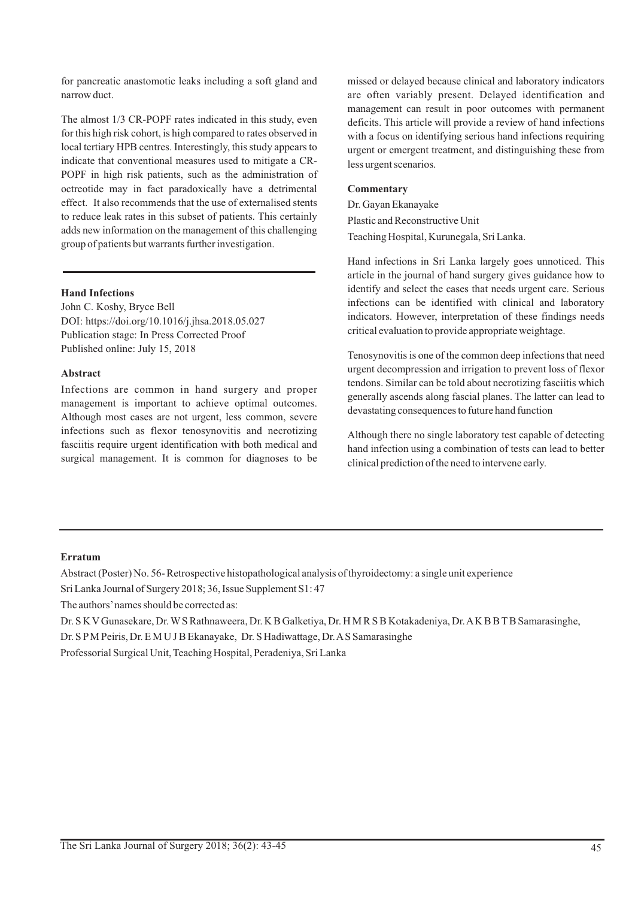for pancreatic anastomotic leaks including a soft gland and narrow duct.

The almost 1/3 CR-POPF rates indicated in this study, even for this high risk cohort, is high compared to rates observed in local tertiary HPB centres. Interestingly, this study appears to indicate that conventional measures used to mitigate a CR-POPF in high risk patients, such as the administration of octreotide may in fact paradoxically have a detrimental effect. It also recommends that the use of externalised stents to reduce leak rates in this subset of patients. This certainly adds new information on the management of this challenging group of patients but warrants further investigation.

---

**Hand Infections**

John C. Koshy, Bryce Bell

DOI: https://doi.org/10.1016/j.jhsa.2018.05.027

Publication stage: In Press Corrected Proof

Published online: July 15, 2018

**Abstract**

Infections are common in hand surgery and proper management is important to achieve optimal outcomes. Although most cases are not urgent, less common, severe infections such as flexor tenosynovitis and necrotizing fasciitis require urgent identification with both medical and surgical management. It is common for diagnoses to be missed or delayed because clinical and laboratory indicators are often variably present. Delayed identification and management can result in poor outcomes with permanent deficits. This article will provide a review of hand infections with a focus on identifying serious hand infections requiring urgent or emergent treatment, and distinguishing these from less urgent scenarios.

**Commentary**

Dr. Gayan Ekanayake

Plastic and Reconstructive Unit

Teaching Hospital, Kurunegala, Sri Lanka.

Hand infections in Sri Lanka largely goes unnoticed. This article in the journal of hand surgery gives guidance how to identify and select the cases that needs urgent care. Serious infections can be identified with clinical and laboratory indicators. However, interpretation of these findings needs critical evaluation to provide appropriate weightage.

Tenosynovitis is one of the common deep infections that need urgent decompression and irrigation to prevent loss of flexor tendons. Similar can be told about necrotizing fasciitis which generally ascends along fascial planes. The latter can lead to devastating consequences to future hand function

Although there no single laboratory test capable of detecting hand infection using a combination of tests can lead to better clinical prediction of the need to intervene early.

---

**Erratum**

Abstract (Poster) No. 56- Retrospective histopathological analysis of thyroidectomy: a single unit experience

Sri Lanka Journal of Surgery 2018; 36, Issue Supplement S1: 47

The authors' names should be corrected as:

Dr. S K V Gunasekare, Dr. W S Rathnaweera, Dr. K B Galketiya, Dr. H M R S B Kotakadeniya, Dr. A K B B T B Samarasinghe, Dr. S P M Peiris, Dr. E M U J B Ekanayake, Dr. S Hadiwattage, Dr. A S Samarasinghe

Professorial Surgical Unit, Teaching Hospital, Peradeniya, Sri Lanka